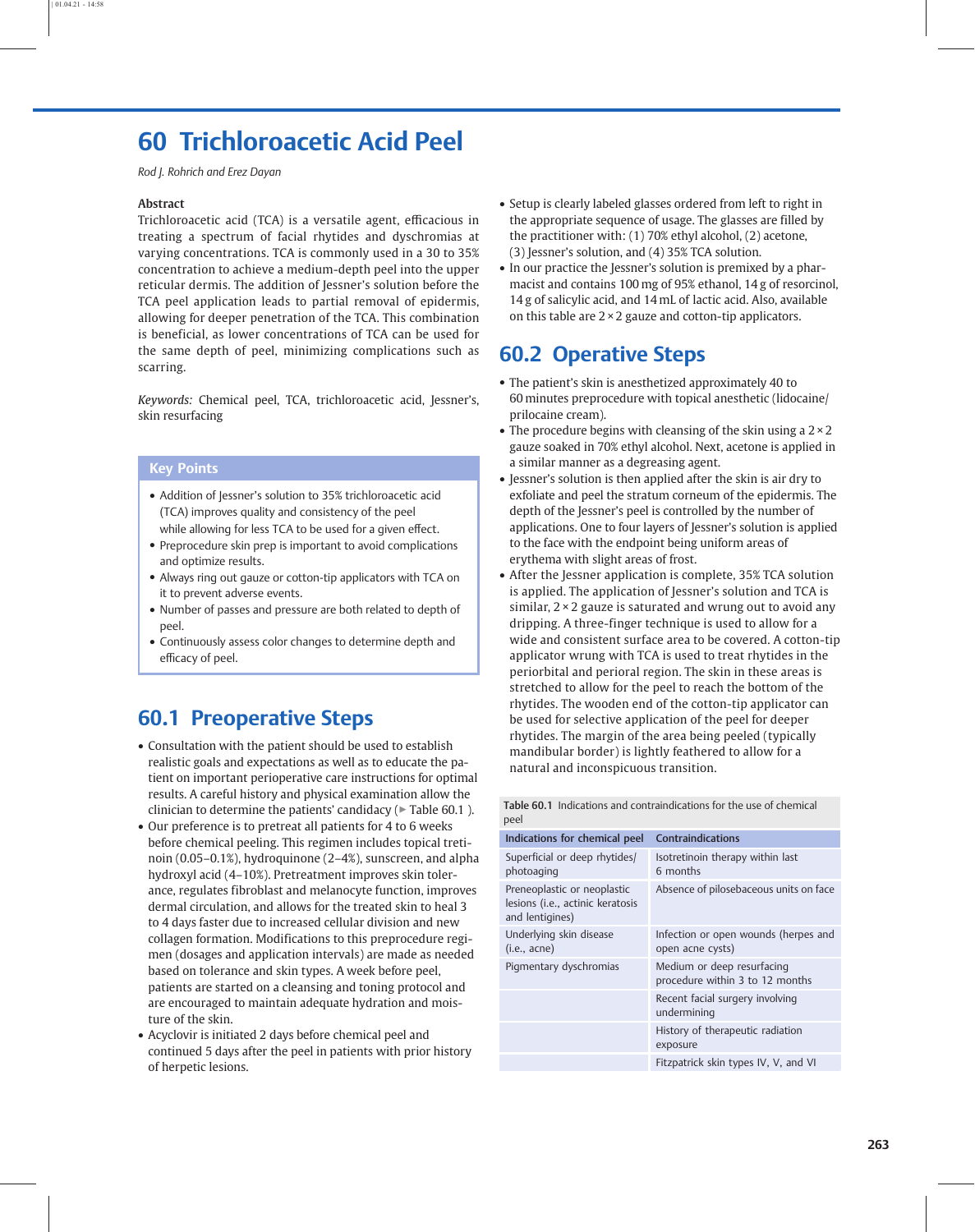# 60 Trichloroacetic Acid Peel

*Rod J. Rohrich and Erez Dayan*

**Abstract**

Trichloroacetic acid (TCA) is a versatile agent, efficacious in treating a spectrum of facial rhytides and dyschromias at varying concentrations. TCA is commonly used in a 30 to 35% concentration to achieve a medium-depth peel into the upper reticular dermis. The addition of Jessner's solution before the TCA peel application leads to partial removal of epidermis, allowing for deeper penetration of the TCA. This combination is beneficial, as lower concentrations of TCA can be used for the same depth of peel, minimizing complications such as scarring.

*Keywords:* Chemical peel, TCA, trichloroacetic acid, Jessner's, skin resurfacing

**Key Points**

- Addition of Jessner's solution to 35% trichloroacetic acid (TCA) improves quality and consistency of the peel while allowing for less TCA to be used for a given effect.
- Preprocedure skin prep is important to avoid complications and optimize results.
- Always ring out gauze or cotton-tip applicators with TCA on it to prevent adverse events.
- Number of passes and pressure are both related to depth of peel.
- Continuously assess color changes to determine depth and efficacy of peel.

## 60.1 Preoperative Steps

- Consultation with the patient should be used to establish realistic goals and expectations as well as to educate the patient on important perioperative care instructions for optimal results. A careful history and physical examination allow the clinician to determine the patients' candidacy (▶ Table 60.1 ).
- Our preference is to pretreat all patients for 4 to 6 weeks before chemical peeling. This regimen includes topical tretinoin (0.05–0.1%), hydroquinone (2–4%), sunscreen, and alpha hydroxyl acid (4–10%). Pretreatment improves skin tolerance, regulates fibroblast and melanocyte function, improves dermal circulation, and allows for the treated skin to heal 3 to 4 days faster due to increased cellular division and new collagen formation. Modifications to this preprocedure regimen (dosages and application intervals) are made as needed based on tolerance and skin types. A week before peel, patients are started on a cleansing and toning protocol and are encouraged to maintain adequate hydration and moisture of the skin.
- Acyclovir is initiated 2 days before chemical peel and continued 5 days after the peel in patients with prior history of herpetic lesions.
- Setup is clearly labeled glasses ordered from left to right in the appropriate sequence of usage. The glasses are filled by the practitioner with: (1) 70% ethyl alcohol, (2) acetone, (3) Jessner's solution, and (4) 35% TCA solution.
- In our practice the Jessner's solution is premixed by a pharmacist and contains 100 mg of 95% ethanol, 14 g of resorcinol, 14 g of salicylic acid, and 14 mL of lactic acid. Also, available on this table are 2 × 2 gauze and cotton-tip applicators.

## 60.2 Operative Steps

- The patient's skin is anesthetized approximately 40 to 60 minutes preprocedure with topical anesthetic (lidocaine/prilocaine cream).
- The procedure begins with cleansing of the skin using a 2 × 2 gauze soaked in 70% ethyl alcohol. Next, acetone is applied in a similar manner as a degreasing agent.
- Jessner's solution is then applied after the skin is air dry to exfoliate and peel the stratum corneum of the epidermis. The depth of the Jessner's peel is controlled by the number of applications. One to four layers of Jessner's solution is applied to the face with the endpoint being uniform areas of erythema with slight areas of frost.
- After the Jessner application is complete, 35% TCA solution is applied. The application of Jessner's solution and TCA is similar, 2 × 2 gauze is saturated and wrung out to avoid any dripping. A three-finger technique is used to allow for a wide and consistent surface area to be covered. A cotton-tip applicator wrung with TCA is used to treat rhytides in the periorbital and perioral region. The skin in these areas is stretched to allow for the peel to reach the bottom of the rhytides. The wooden end of the cotton-tip applicator can be used for selective application of the peel for deeper rhytides. The margin of the area being peeled (typically mandibular border) is lightly feathered to allow for a natural and inconspicuous transition.

**Table 60.1** Indications and contraindications for the use of chemical peel

| Indications for chemical peel | Contraindications |
|---|---|
| Superficial or deep rhytides/ photoaging | Isotretinoin therapy within last 6 months |
| Preneoplastic or neoplastic lesions (i.e., actinic keratosis and lentigines) | Absence of pilosebaceous units on face |
| Underlying skin disease (i.e., acne) | Infection or open wounds (herpes and open acne cysts) |
| Pigmentary dyschromias | Medium or deep resurfacing procedure within 3 to 12 months |
| | Recent facial surgery involving undermining |
| | History of therapeutic radiation exposure |
| | Fitzpatrick skin types IV, V, and VI |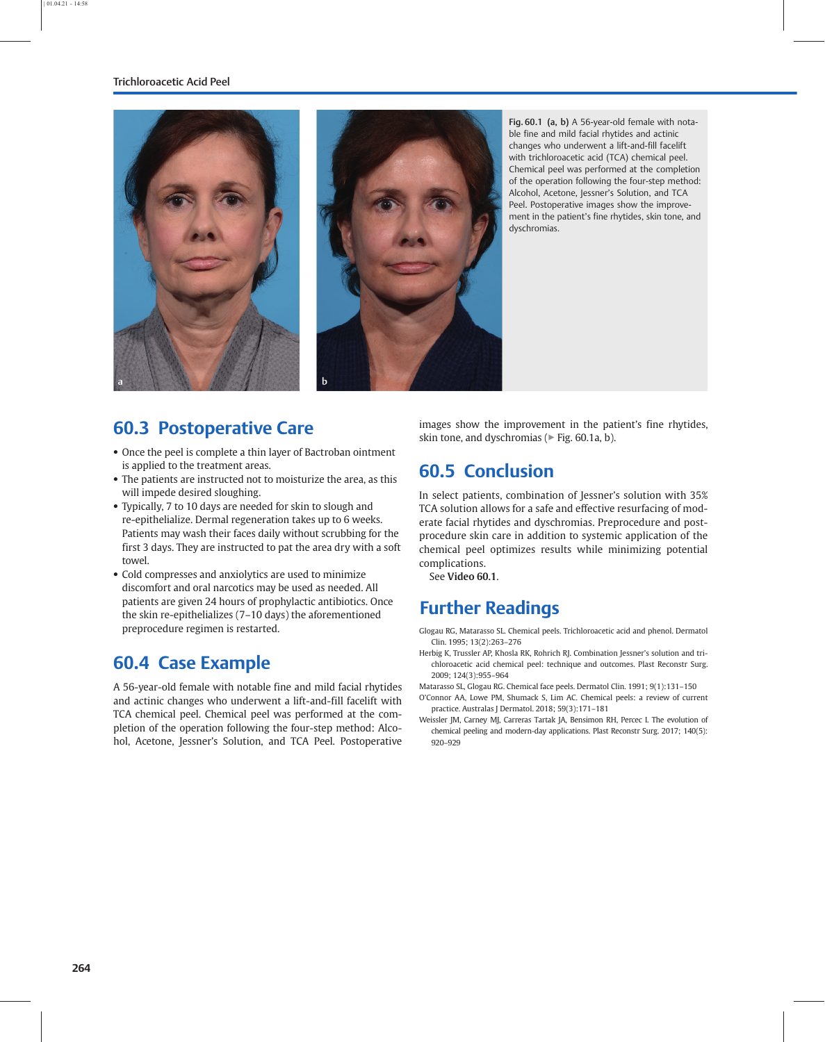Fig. 60.1 (a, b) A 56-year-old female with notable fine and mild facial rhytides and actinic changes who underwent a lift-and-fill facelift with trichloroacetic acid (TCA) chemical peel. Chemical peel was performed at the completion of the operation following the four-step method: Alcohol, Acetone, Jessner's Solution, and TCA Peel. Postoperative images show the improvement in the patient's fine rhytides, skin tone, and dyschromias.

## 60.3 Postoperative Care

- Once the peel is complete a thin layer of Bactroban ointment is applied to the treatment areas.
- The patients are instructed not to moisturize the area, as this will impede desired sloughing.
- Typically, 7 to 10 days are needed for skin to slough and re-epithelialize. Dermal regeneration takes up to 6 weeks. Patients may wash their faces daily without scrubbing for the first 3 days. They are instructed to pat the area dry with a soft towel.
- Cold compresses and anxiolytics are used to minimize discomfort and oral narcotics may be used as needed. All patients are given 24 hours of prophylactic antibiotics. Once the skin re-epithelializes (7–10 days) the aforementioned preprocedure regimen is restarted.

## 60.4 Case Example

A 56-year-old female with notable fine and mild facial rhytides and actinic changes who underwent a lift-and-fill facelift with TCA chemical peel. Chemical peel was performed at the completion of the operation following the four-step method: Alcohol, Acetone, Jessner's Solution, and TCA Peel. Postoperative images show the improvement in the patient's fine rhytides, skin tone, and dyschromias (▶ Fig. 60.1a, b).

## 60.5 Conclusion

In select patients, combination of Jessner's solution with 35% TCA solution allows for a safe and effective resurfacing of moderate facial rhytides and dyschromias. Preprocedure and postprocedure skin care in addition to systemic application of the chemical peel optimizes results while minimizing potential complications.

See **Video 60.1**.

## Further Readings

Glogau RG, Matarasso SL. Chemical peels. Trichloroacetic acid and phenol. Dermatol Clin. 1995; 13(2):263–276

Herbig K, Trussler AP, Khosla RK, Rohrich RJ. Combination Jessner's solution and trichloroacetic acid chemical peel: technique and outcomes. Plast Reconstr Surg. 2009; 124(3):955–964

Matarasso SL, Glogau RG. Chemical face peels. Dermatol Clin. 1991; 9(1):131–150

O'Connor AA, Lowe PM, Shumack S, Lim AC. Chemical peels: a review of current practice. Australas J Dermatol. 2018; 59(3):171–181

Weissler JM, Carney MJ, Carreras Tartak JA, Bensimon RH, Percec I. The evolution of chemical peeling and modern-day applications. Plast Reconstr Surg. 2017; 140(5): 920–929